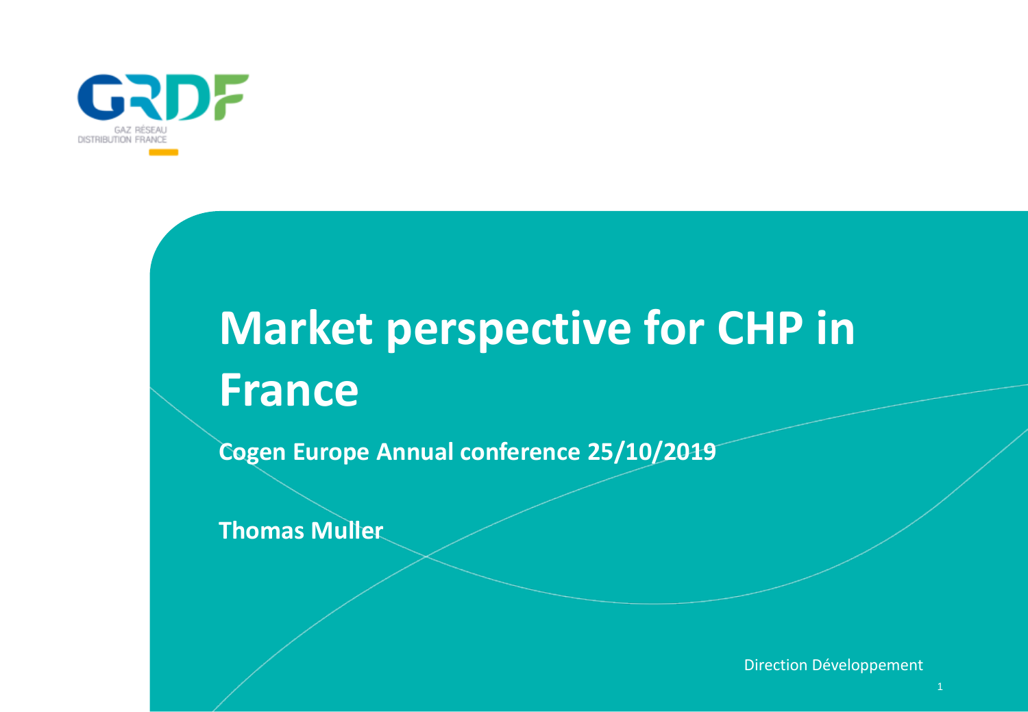GRDF

GAZ RÉSEAU DISTRIBUTION FRANCE

# Market perspective for CHP in France

**Cogen Europe Annual conference 25/10/2019**

**Thomas Muller**

Direction Développement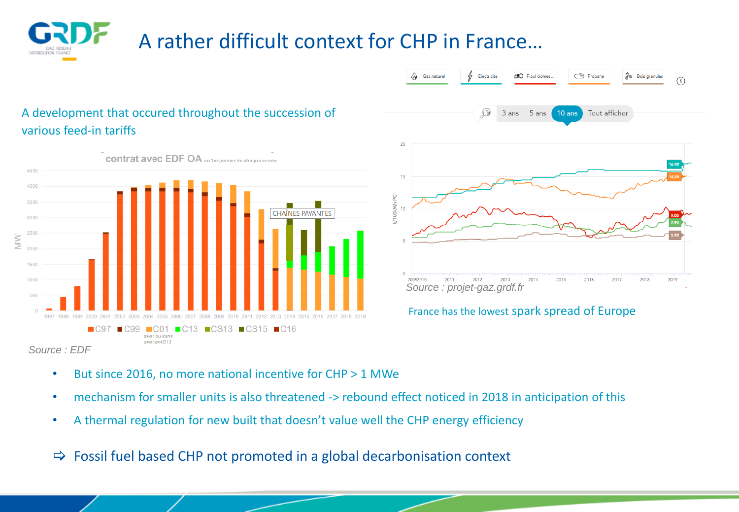# A rather difficult context for CHP in France…

A development that occured throughout the succession of various feed-in tariffs

contrat avec EDF OA au 1er janvier de chaque année

Source : EDF

Source : projet-gaz.grdf.fr

France has the lowest spark spread of Europe

- But since 2016, no more national incentive for CHP > 1 MWe
- mechanism for smaller units is also threatened -> rebound effect noticed in 2018 in anticipation of this
- A thermal regulation for new built that doesn't value well the CHP energy efficiency

⇨ Fossil fuel based CHP not promoted in a global decarbonisation context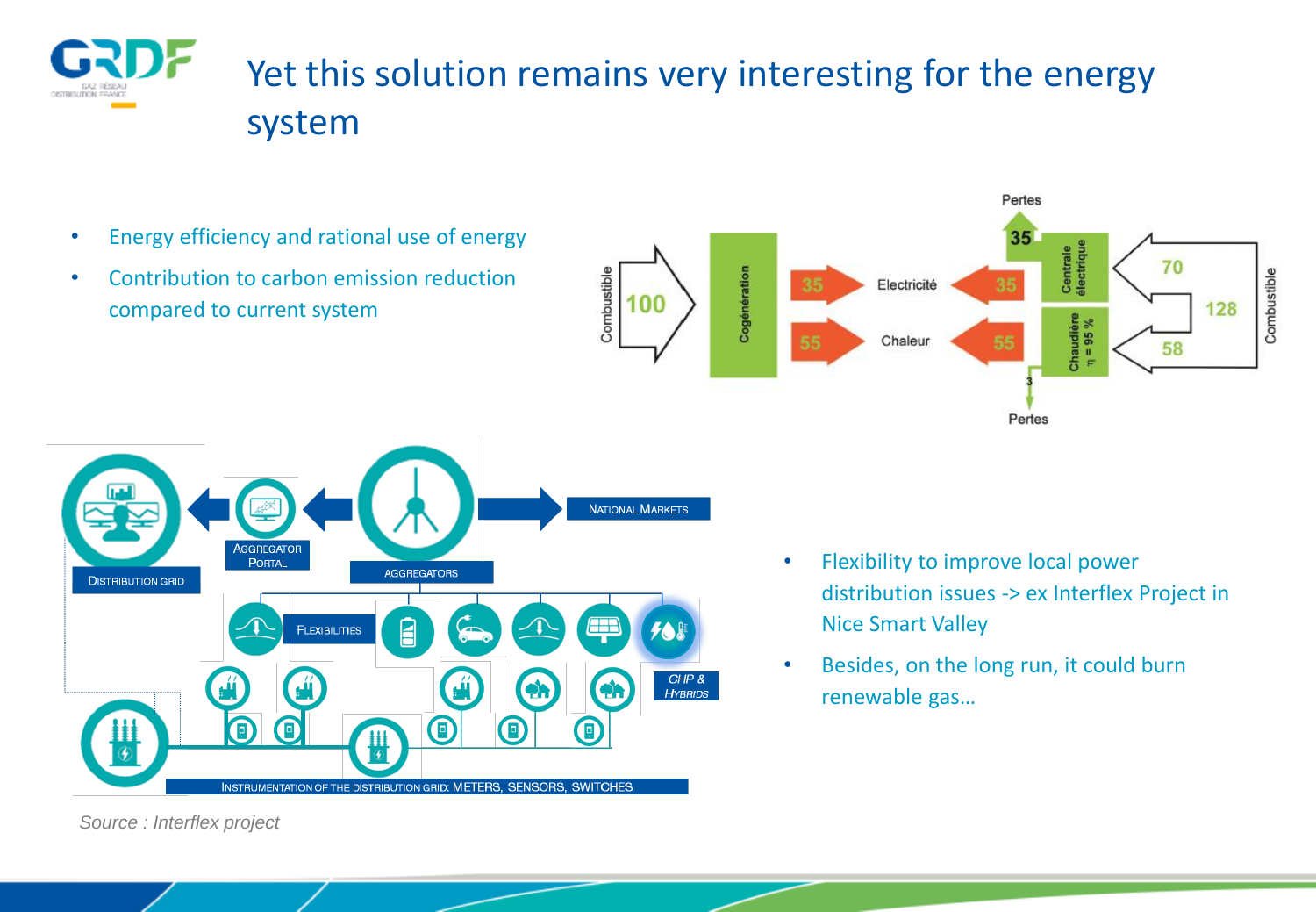# Yet this solution remains very interesting for the energy system

- Energy efficiency and rational use of energy
- Contribution to carbon emission reduction compared to current system

Combustible 100 → Cogénération → 35 Electricité / 55 Chaleur

Pertes 35 — Centrale électrique 35 ← 70 — Combustible 128

Chaudière η = 95 % 55 ← 58 — Pertes 3

DISTRIBUTION GRID · AGGREGATOR PORTAL · AGGREGATORS · NATIONAL MARKETS · FLEXIBILITIES · CHP & HYBRIDS · INSTRUMENTATION OF THE DISTRIBUTION GRID: METERS, SENSORS, SWITCHES

*Source : Interflex project*

- Flexibility to improve local power distribution issues -> ex Interflex Project in Nice Smart Valley
- Besides, on the long run, it could burn renewable gas…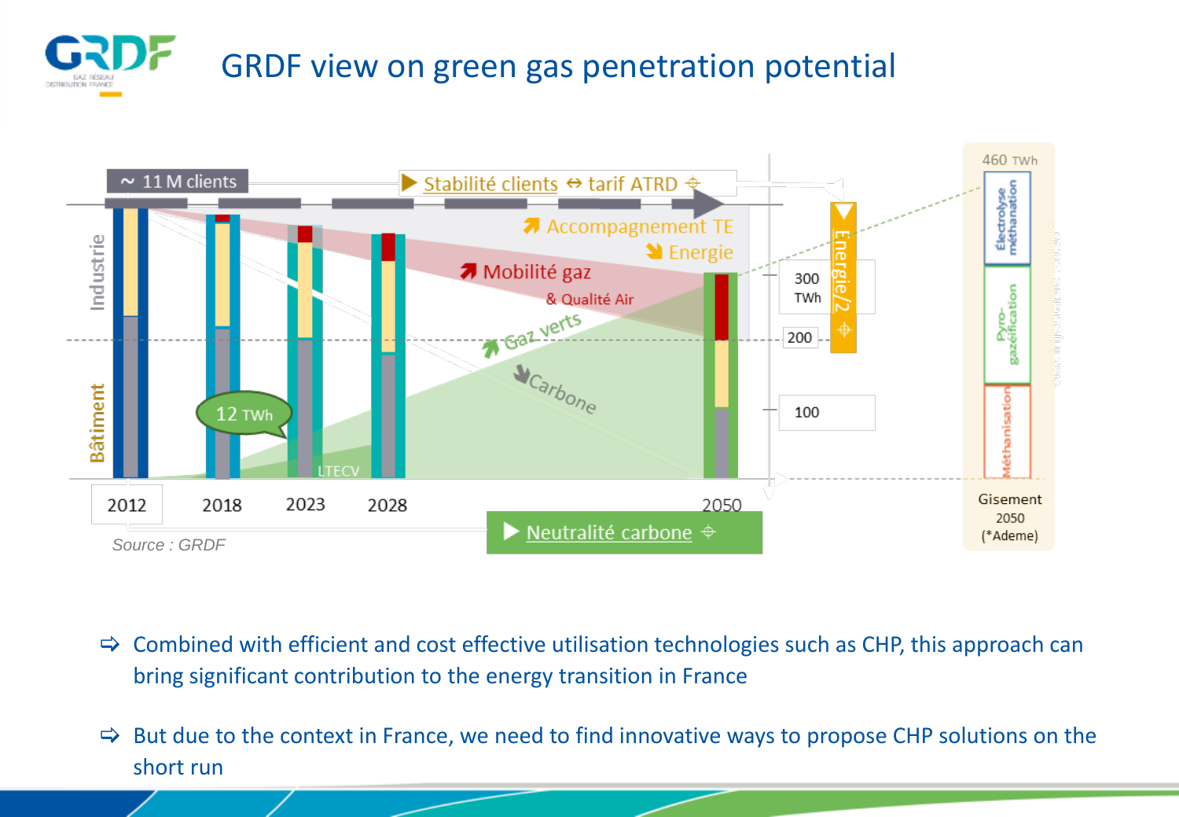# GRDF view on green gas penetration potential

~ 11 M clients

Stabilité clients ↔ tarif ATRD

Accompagnement TE

Energie

Mobilité gaz

& Qualité Air

Gaz verts

Carbone

Industrie

Bâtiment

12 TWh

LTECV

2012 2018 2023 2028 2050

300 TWh

200

100

Energie/2

460 TWh

Électrolyse méthanation

Pyro-gazéification

Méthanisation

Gisement 2050 (*Ademe)

Neutralité carbone

Source : GRDF

⇨ Combined with efficient and cost effective utilisation technologies such as CHP, this approach can bring significant contribution to the energy transition in France

⇨ But due to the context in France, we need to find innovative ways to propose CHP solutions on the short run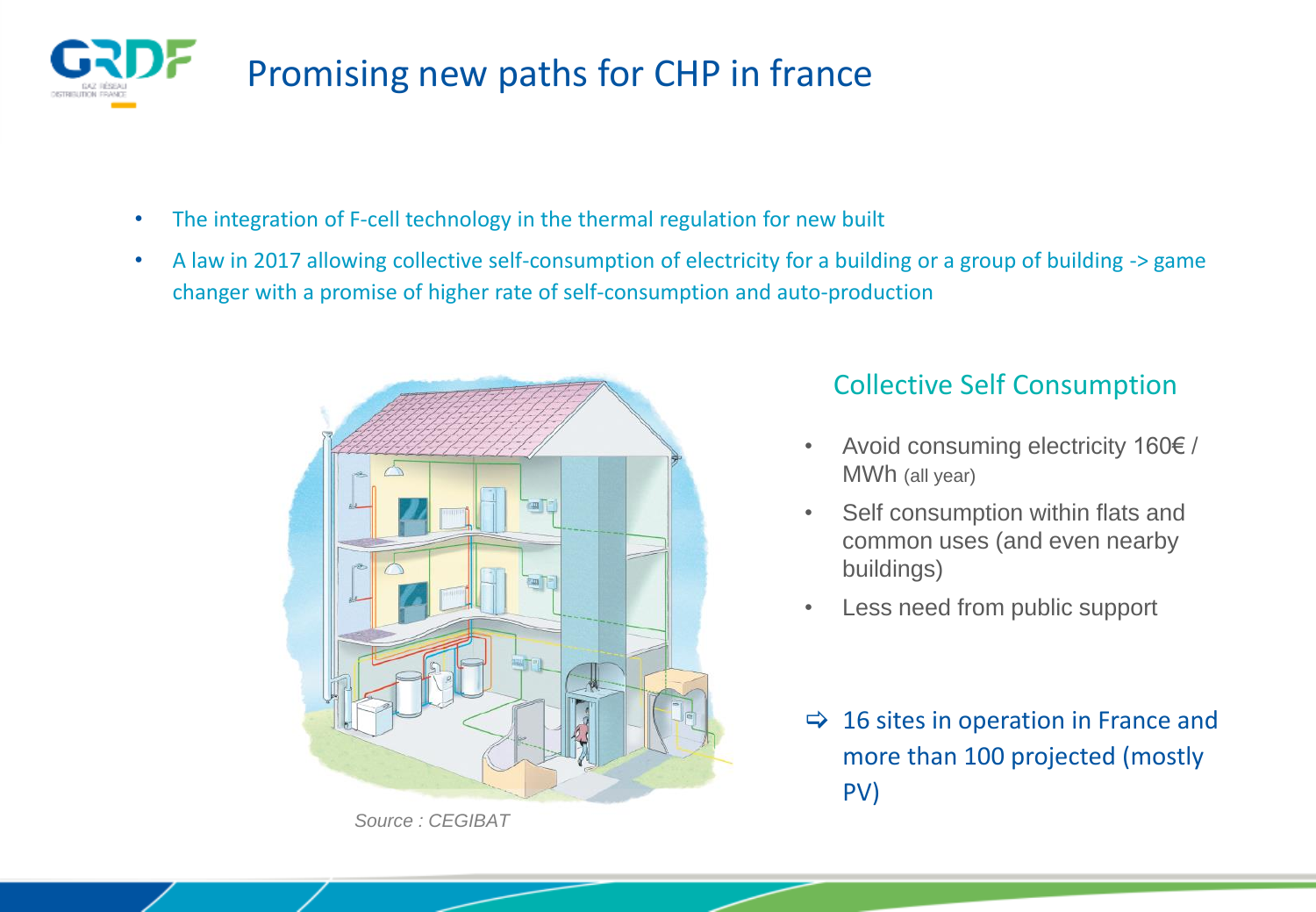# Promising new paths for CHP in france

- The integration of F-cell technology in the thermal regulation for new built
- A law in 2017 allowing collective self-consumption of electricity for a building or a group of building -> game changer with a promise of higher rate of self-consumption and auto-production

*Source : CEGIBAT*

## Collective Self Consumption

- Avoid consuming electricity 160€ / MWh (all year)
- Self consumption within flats and common uses (and even nearby buildings)
- Less need from public support

⇨ 16 sites in operation in France and more than 100 projected (mostly PV)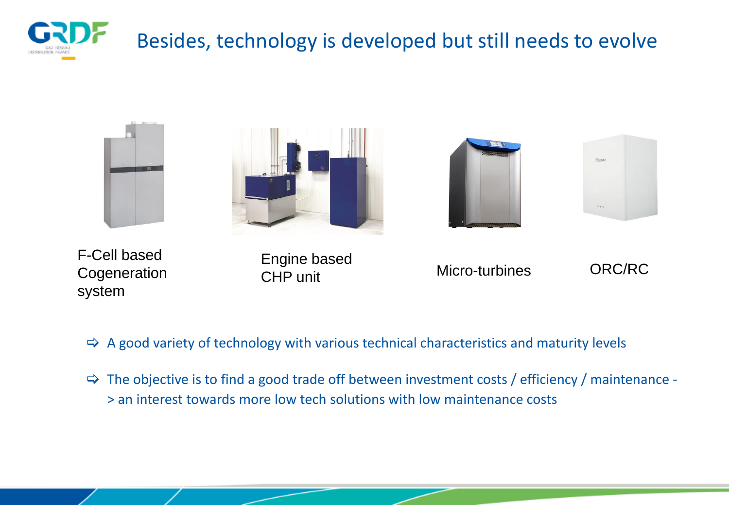# Besides, technology is developed but still needs to evolve

F-Cell based Cogeneration system

Engine based CHP unit

Micro-turbines

ORC/RC

- ⇨ A good variety of technology with various technical characteristics and maturity levels
- ⇨ The objective is to find a good trade off between investment costs / efficiency / maintenance -> an interest towards more low tech solutions with low maintenance costs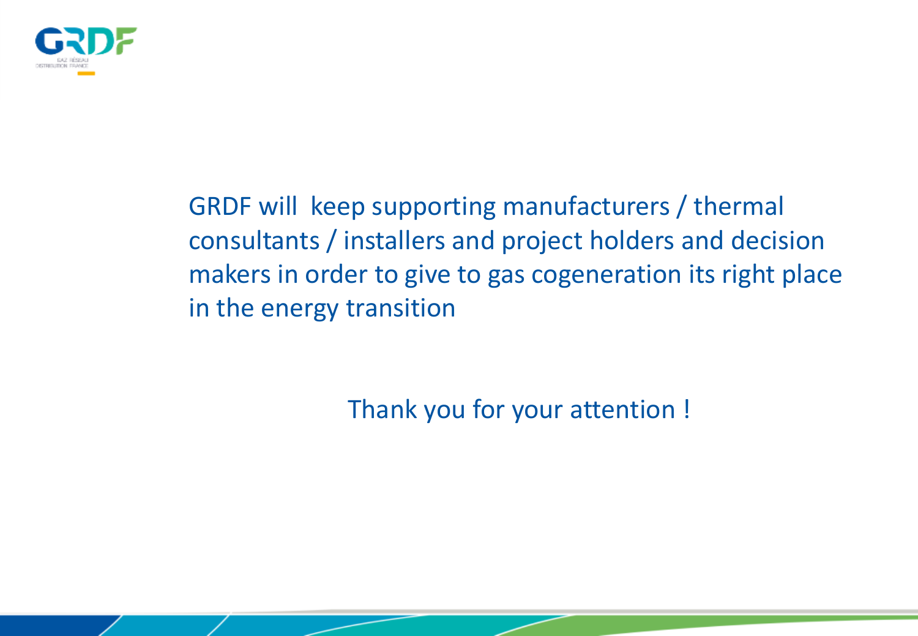GRDF will keep supporting manufacturers / thermal consultants / installers and project holders and decision makers in order to give to gas cogeneration its right place in the energy transition

Thank you for your attention !